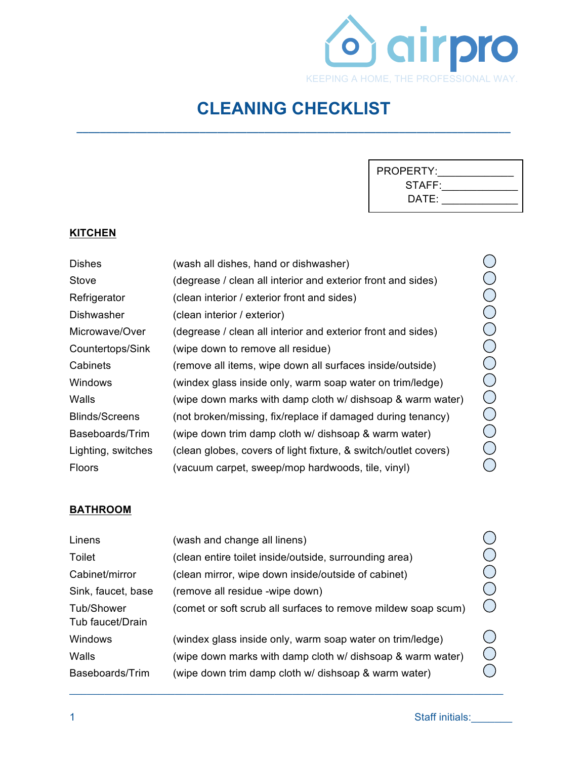airpro

KEEPING A HOME, THE PROFESSIONAL WAY.

# CLEANING CHECKLIST

PROPERTY:_____________
STAFF:_____________
DATE: _____________

## KITCHEN

| Item | Description | ✓ |
|---|---|---|
| Dishes | (wash all dishes, hand or dishwasher) | ◯ |
| Stove | (degrease / clean all interior and exterior front and sides) | ◯ |
| Refrigerator | (clean interior / exterior front and sides) | ◯ |
| Dishwasher | (clean interior / exterior) | ◯ |
| Microwave/Over | (degrease / clean all interior and exterior front and sides) | ◯ |
| Countertops/Sink | (wipe down to remove all residue) | ◯ |
| Cabinets | (remove all items, wipe down all surfaces inside/outside) | ◯ |
| Windows | (windex glass inside only, warm soap water on trim/ledge) | ◯ |
| Walls | (wipe down marks with damp cloth w/ dishsoap & warm water) | ◯ |
| Blinds/Screens | (not broken/missing, fix/replace if damaged during tenancy) | ◯ |
| Baseboards/Trim | (wipe down trim damp cloth w/ dishsoap & warm water) | ◯ |
| Lighting, switches | (clean globes, covers of light fixture, & switch/outlet covers) | ◯ |
| Floors | (vacuum carpet, sweep/mop hardwoods, tile, vinyl) | ◯ |

## BATHROOM

| Item | Description | ✓ |
|---|---|---|
| Linens | (wash and change all linens) | ◯ |
| Toilet | (clean entire toilet inside/outside, surrounding area) | ◯ |
| Cabinet/mirror | (clean mirror, wipe down inside/outside of cabinet) | ◯ |
| Sink, faucet, base | (remove all residue -wipe down) | ◯ |
| Tub/Shower Tub faucet/Drain | (comet or soft scrub all surfaces to remove mildew soap scum) | ◯ |
| Windows | (windex glass inside only, warm soap water on trim/ledge) | ◯ |
| Walls | (wipe down marks with damp cloth w/ dishsoap & warm water) | ◯ |
| Baseboards/Trim | (wipe down trim damp cloth w/ dishsoap & warm water) | ◯ |

Staff initials:_______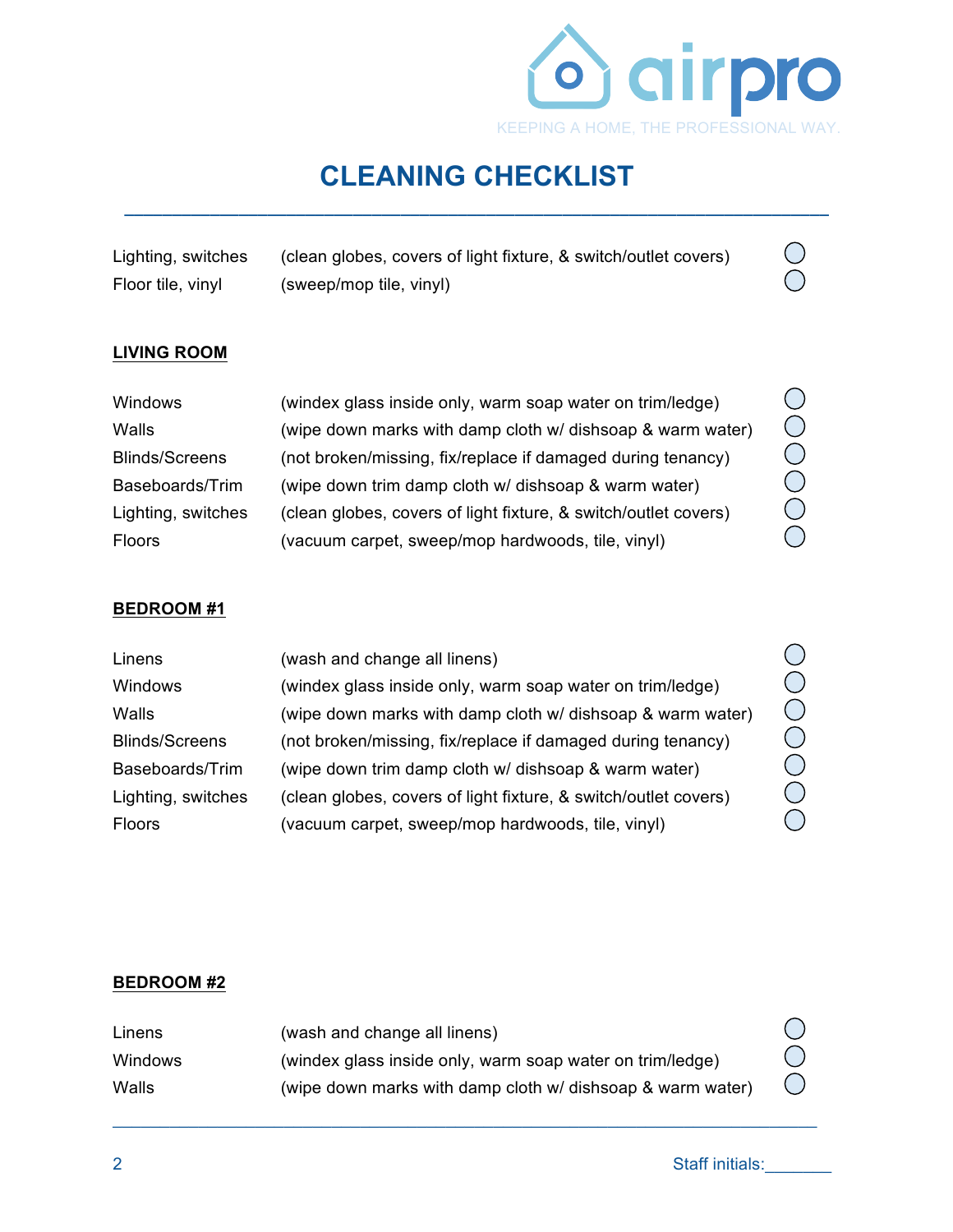# CLEANING CHECKLIST

| | | |
|---|---|---|
| Lighting, switches | (clean globes, covers of light fixture, & switch/outlet covers) | ◯ |
| Floor tile, vinyl | (sweep/mop tile, vinyl) | ◯ |

**LIVING ROOM**

| | | |
|---|---|---|
| Windows | (windex glass inside only, warm soap water on trim/ledge) | ◯ |
| Walls | (wipe down marks with damp cloth w/ dishsoap & warm water) | ◯ |
| Blinds/Screens | (not broken/missing, fix/replace if damaged during tenancy) | ◯ |
| Baseboards/Trim | (wipe down trim damp cloth w/ dishsoap & warm water) | ◯ |
| Lighting, switches | (clean globes, covers of light fixture, & switch/outlet covers) | ◯ |
| Floors | (vacuum carpet, sweep/mop hardwoods, tile, vinyl) | ◯ |

**BEDROOM #1**

| | | |
|---|---|---|
| Linens | (wash and change all linens) | ◯ |
| Windows | (windex glass inside only, warm soap water on trim/ledge) | ◯ |
| Walls | (wipe down marks with damp cloth w/ dishsoap & warm water) | ◯ |
| Blinds/Screens | (not broken/missing, fix/replace if damaged during tenancy) | ◯ |
| Baseboards/Trim | (wipe down trim damp cloth w/ dishsoap & warm water) | ◯ |
| Lighting, switches | (clean globes, covers of light fixture, & switch/outlet covers) | ◯ |
| Floors | (vacuum carpet, sweep/mop hardwoods, tile, vinyl) | ◯ |

**BEDROOM #2**

| | | |
|---|---|---|
| Linens | (wash and change all linens) | ◯ |
| Windows | (windex glass inside only, warm soap water on trim/ledge) | ◯ |
| Walls | (wipe down marks with damp cloth w/ dishsoap & warm water) | ◯ |

Staff initials:_______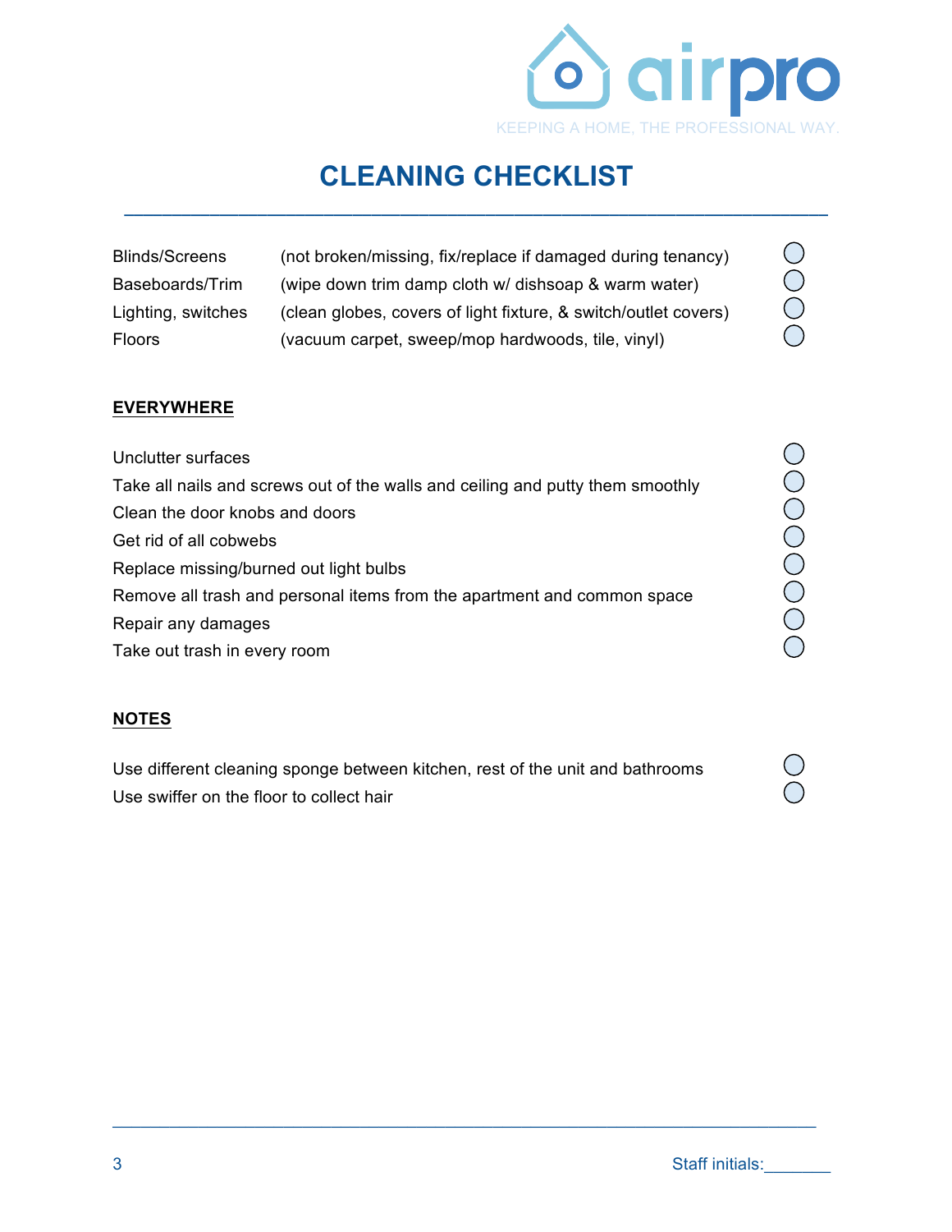airpro

KEEPING A HOME, THE PROFESSIONAL WAY.

# CLEANING CHECKLIST

| | | |
|---|---|---|
| Blinds/Screens | (not broken/missing, fix/replace if damaged during tenancy) | ◯ |
| Baseboards/Trim | (wipe down trim damp cloth w/ dishsoap & warm water) | ◯ |
| Lighting, switches | (clean globes, covers of light fixture, & switch/outlet covers) | ◯ |
| Floors | (vacuum carpet, sweep/mop hardwoods, tile, vinyl) | ◯ |

## EVERYWHERE

- Unclutter surfaces ◯
- Take all nails and screws out of the walls and ceiling and putty them smoothly ◯
- Clean the door knobs and doors ◯
- Get rid of all cobwebs ◯
- Replace missing/burned out light bulbs ◯
- Remove all trash and personal items from the apartment and common space ◯
- Repair any damages ◯
- Take out trash in every room ◯

## NOTES

- Use different cleaning sponge between kitchen, rest of the unit and bathrooms ◯
- Use swiffer on the floor to collect hair ◯

Staff initials:_______